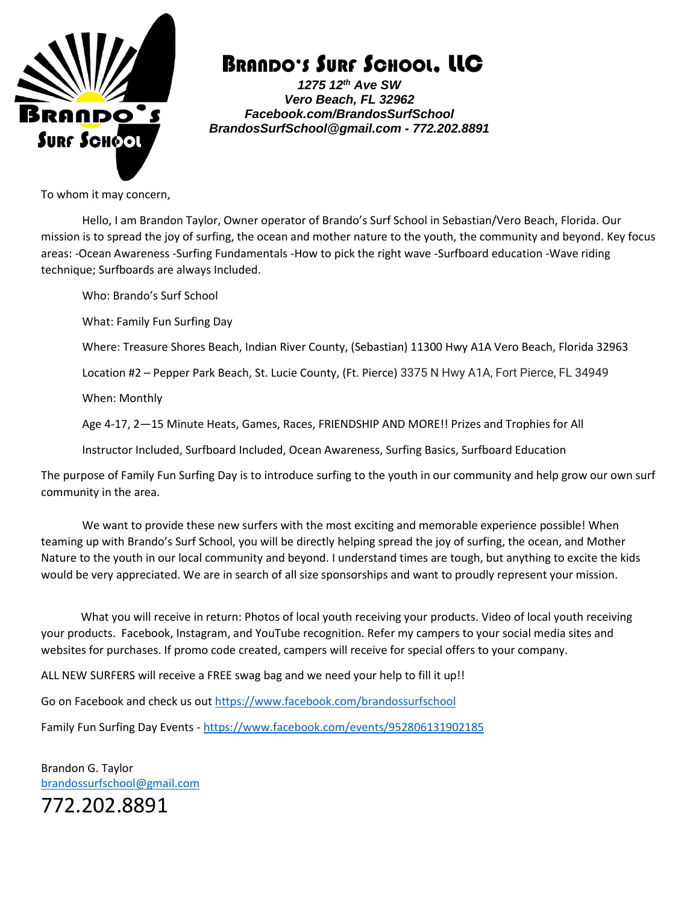# Brando's Surf School, LLC

***1275 12th Ave SW***
***Vero Beach, FL 32962***
***Facebook.com/BrandosSurfSchool***
***BrandosSurfSchool@gmail.com - 772.202.8891***

To whom it may concern,

Hello, I am Brandon Taylor, Owner operator of Brando's Surf School in Sebastian/Vero Beach, Florida. Our mission is to spread the joy of surfing, the ocean and mother nature to the youth, the community and beyond. Key focus areas: -Ocean Awareness -Surfing Fundamentals -How to pick the right wave -Surfboard education -Wave riding technique; Surfboards are always Included.

Who: Brando's Surf School

What: Family Fun Surfing Day

Where: Treasure Shores Beach, Indian River County, (Sebastian) 11300 Hwy A1A Vero Beach, Florida 32963

Location #2 – Pepper Park Beach, St. Lucie County, (Ft. Pierce) 3375 N Hwy A1A, Fort Pierce, FL 34949

When: Monthly

Age 4-17, 2—15 Minute Heats, Games, Races, FRIENDSHIP AND MORE!! Prizes and Trophies for All

Instructor Included, Surfboard Included, Ocean Awareness, Surfing Basics, Surfboard Education

The purpose of Family Fun Surfing Day is to introduce surfing to the youth in our community and help grow our own surf community in the area.

We want to provide these new surfers with the most exciting and memorable experience possible! When teaming up with Brando's Surf School, you will be directly helping spread the joy of surfing, the ocean, and Mother Nature to the youth in our local community and beyond. I understand times are tough, but anything to excite the kids would be very appreciated. We are in search of all size sponsorships and want to proudly represent your mission.

What you will receive in return: Photos of local youth receiving your products. Video of local youth receiving your products. Facebook, Instagram, and YouTube recognition. Refer my campers to your social media sites and websites for purchases. If promo code created, campers will receive for special offers to your company.

ALL NEW SURFERS will receive a FREE swag bag and we need your help to fill it up!!

Go on Facebook and check us out https://www.facebook.com/brandossurfschool

Family Fun Surfing Day Events - https://www.facebook.com/events/952806131902185

Brandon G. Taylor
brandossurfschool@gmail.com

772.202.8891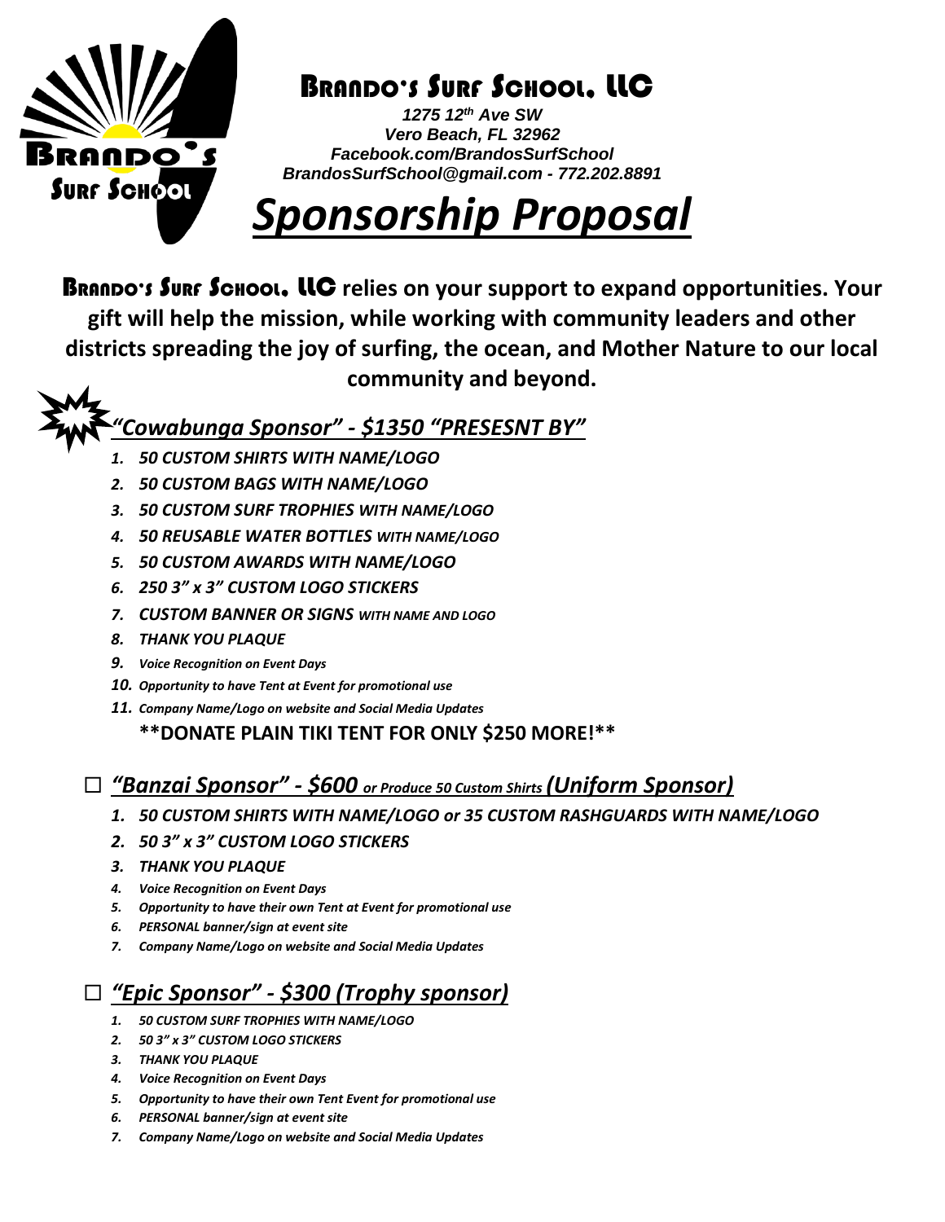# Brando's Surf School, LLC

*1275 12th Ave SW*
*Vero Beach, FL 32962*
*Facebook.com/BrandosSurfSchool*
*BrandosSurfSchool@gmail.com - 772.202.8891*

# *Sponsorship Proposal*

**Brando's Surf School, LLC relies on your support to expand opportunities. Your gift will help the mission, while working with community leaders and other districts spreading the joy of surfing, the ocean, and Mother Nature to our local community and beyond.**

## *"Cowabunga Sponsor" - $1350 "PRESESNT BY"*

1. ***50 CUSTOM SHIRTS WITH NAME/LOGO***
2. ***50 CUSTOM BAGS WITH NAME/LOGO***
3. ***50 CUSTOM SURF TROPHIES WITH NAME/LOGO***
4. ***50 REUSABLE WATER BOTTLES WITH NAME/LOGO***
5. ***50 CUSTOM AWARDS WITH NAME/LOGO***
6. ***250 3" x 3" CUSTOM LOGO STICKERS***
7. ***CUSTOM BANNER OR SIGNS WITH NAME AND LOGO***
8. ***THANK YOU PLAQUE***
9. ***Voice Recognition on Event Days***
10. ***Opportunity to have Tent at Event for promotional use***
11. ***Company Name/Logo on website and Social Media Updates***

**\*\*DONATE PLAIN TIKI TENT FOR ONLY $250 MORE!\*\***

## ☐ *"Banzai Sponsor" - $600 or Produce 50 Custom Shirts (Uniform Sponsor)*

1. ***50 CUSTOM SHIRTS WITH NAME/LOGO or 35 CUSTOM RASHGUARDS WITH NAME/LOGO***
2. ***50 3" x 3" CUSTOM LOGO STICKERS***
3. ***THANK YOU PLAQUE***
4. ***Voice Recognition on Event Days***
5. ***Opportunity to have their own Tent at Event for promotional use***
6. ***PERSONAL banner/sign at event site***
7. ***Company Name/Logo on website and Social Media Updates***

## ☐ *"Epic Sponsor" - $300 (Trophy sponsor)*

1. ***50 CUSTOM SURF TROPHIES WITH NAME/LOGO***
2. ***50 3" x 3" CUSTOM LOGO STICKERS***
3. ***THANK YOU PLAQUE***
4. ***Voice Recognition on Event Days***
5. ***Opportunity to have their own Tent Event for promotional use***
6. ***PERSONAL banner/sign at event site***
7. ***Company Name/Logo on website and Social Media Updates***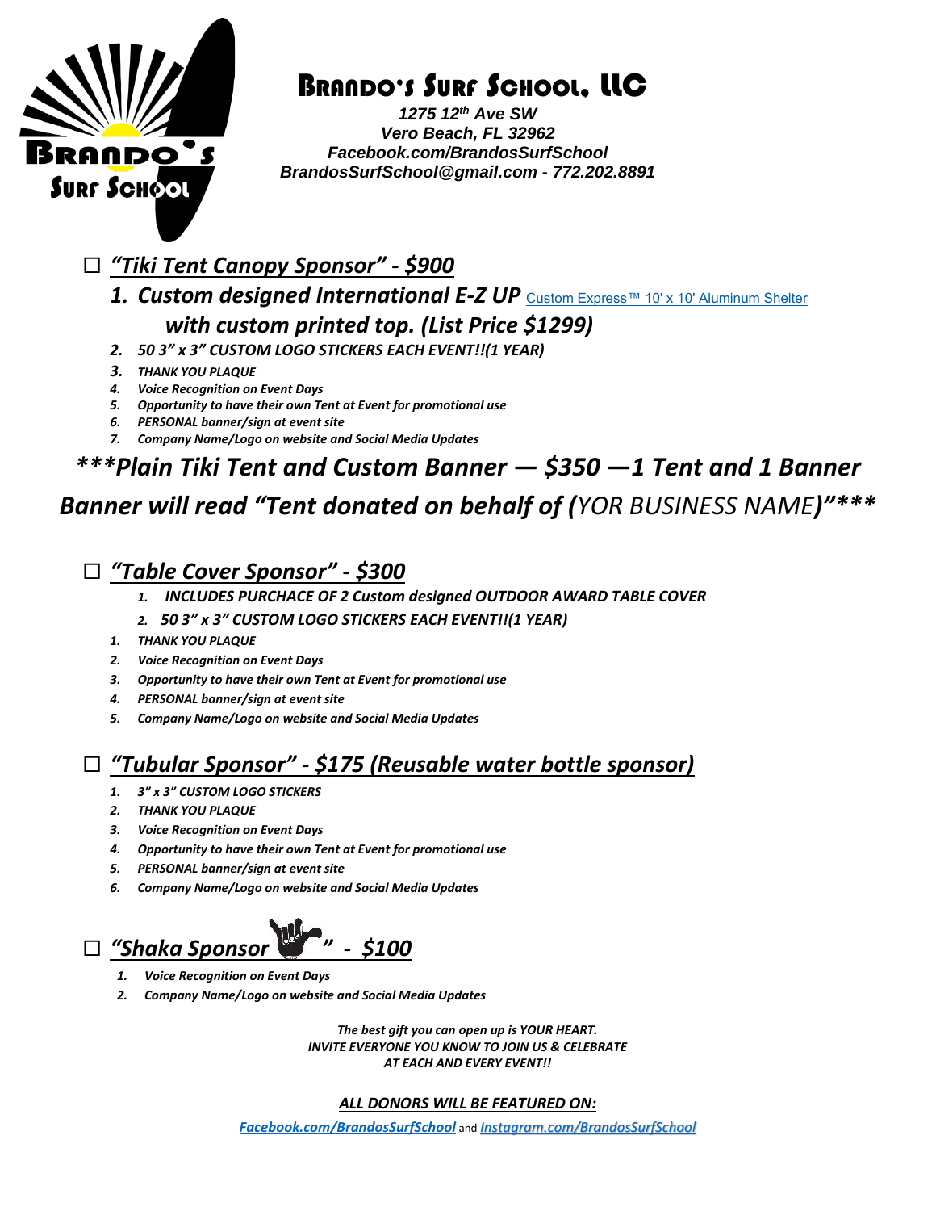# Brando's Surf School, LLC

***1275 12th Ave SW***
***Vero Beach, FL 32962***
***Facebook.com/BrandosSurfSchool***
***BrandosSurfSchool@gmail.com - 772.202.8891***

☐ ***"Tiki Tent Canopy Sponsor" - $900***

1. ***Custom designed International E-Z UP*** Custom Express™ 10' x 10' Aluminum Shelter ***with custom printed top. (List Price $1299)***
2. ***50 3" x 3" CUSTOM LOGO STICKERS EACH EVENT!!(1 YEAR)***
3. ***THANK YOU PLAQUE***
4. ***Voice Recognition on Event Days***
5. ***Opportunity to have their own Tent at Event for promotional use***
6. ***PERSONAL banner/sign at event site***
7. ***Company Name/Logo on website and Social Media Updates***

***\*\*\*Plain Tiki Tent and Custom Banner — $350 —1 Tent and 1 Banner***
***Banner will read "Tent donated on behalf of (****YOR BUSINESS NAME****)"\*\*\****

☐ ***"Table Cover Sponsor" - $300***

1. ***INCLUDES PURCHACE OF 2 Custom designed OUTDOOR AWARD TABLE COVER***
2. ***50 3" x 3" CUSTOM LOGO STICKERS EACH EVENT!!(1 YEAR)***

1. ***THANK YOU PLAQUE***
2. ***Voice Recognition on Event Days***
3. ***Opportunity to have their own Tent at Event for promotional use***
4. ***PERSONAL banner/sign at event site***
5. ***Company Name/Logo on website and Social Media Updates***

☐ ***"Tubular Sponsor" - $175 (Reusable water bottle sponsor)***

1. ***3" x 3" CUSTOM LOGO STICKERS***
2. ***THANK YOU PLAQUE***
3. ***Voice Recognition on Event Days***
4. ***Opportunity to have their own Tent at Event for promotional use***
5. ***PERSONAL banner/sign at event site***
6. ***Company Name/Logo on website and Social Media Updates***

☐ ***"Shaka Sponsor " - $100***

1. ***Voice Recognition on Event Days***
2. ***Company Name/Logo on website and Social Media Updates***

***The best gift you can open up is YOUR HEART.***
***INVITE EVERYONE YOU KNOW TO JOIN US & CELEBRATE***
***AT EACH AND EVERY EVENT!!***

***ALL DONORS WILL BE FEATURED ON:***

***Facebook.com/BrandosSurfSchool*** and ***Instagram.com/BrandosSurfSchool***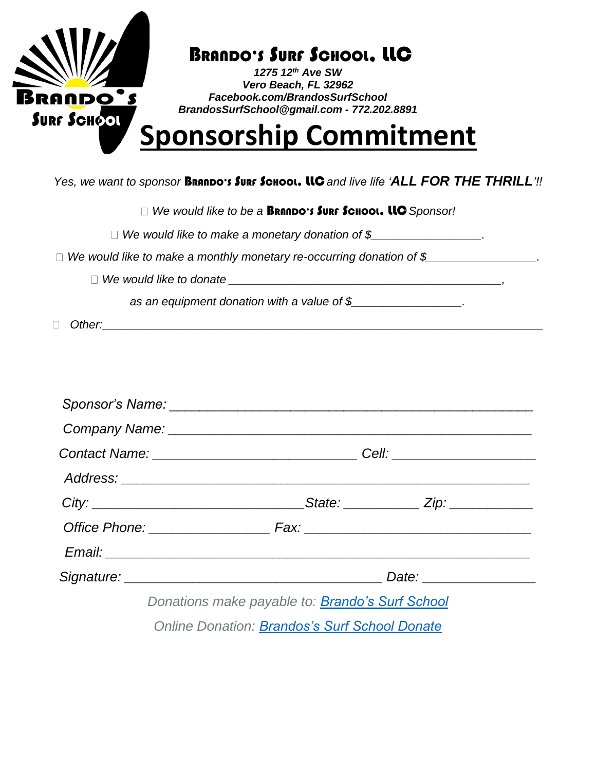## Brando's Surf School, LLC

***1275 12th Ave SW***
***Vero Beach, FL 32962***
***Facebook.com/BrandosSurfSchool***
***BrandosSurfSchool@gmail.com - 772.202.8891***

# Sponsorship Commitment

*Yes, we want to sponsor* **Brando's Surf School, LLC** *and live life '**ALL FOR THE THRILL**'!!*

☐ *We would like to be a* **Brando's Surf School, LLC** *Sponsor!*

☐ *We would like to make a monetary donation of $_________________.*

☐ *We would like to make a monthly monetary re-occurring donation of $_________________.*

☐ *We would like to donate ___________________________________________,*

*as an equipment donation with a value of $_________________.*

☐ *Other:_________________________________________________________________*

*Sponsor's Name: ______________________________________________*

*Company Name: ______________________________________________*

*Contact Name: ___________________________ Cell: ___________________*

*Address: ______________________________________________________*

*City: ____________________________State: __________ Zip: ___________*

*Office Phone: ________________ Fax: ______________________________*

*Email: _________________________________________________________*

*Signature: __________________________________ Date: _______________*

*Donations make payable to: [Brando's Surf School]()*

*Online Donation: [Brandos's Surf School Donate]()*